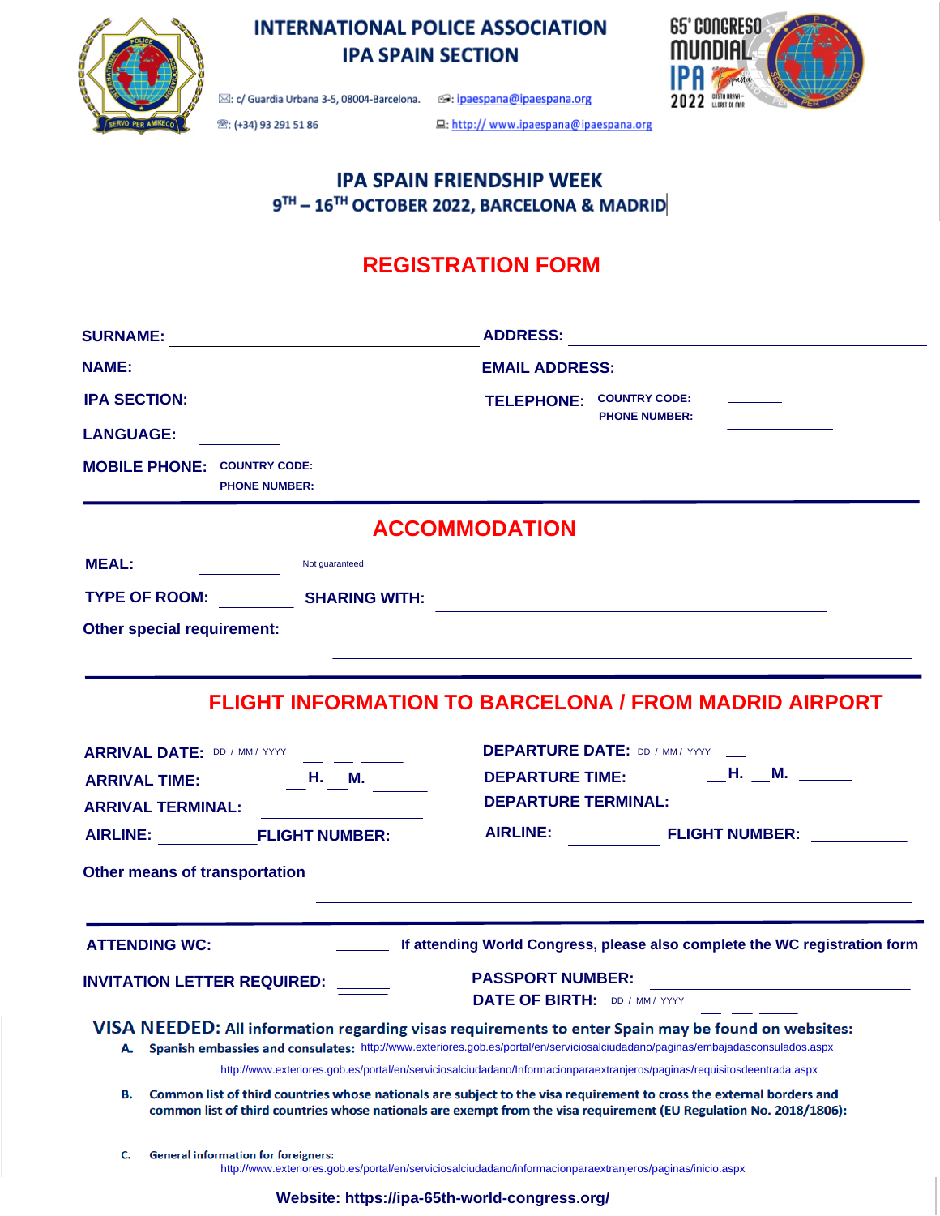# INTERNATIONAL POLICE ASSOCIATION
## IPA SPAIN SECTION

✉: c/ Guardia Urbana 3-5, 08004-Barcelona. ✉: ipaespana@ipaespana.org

☎: (+34) 93 291 51 86 💻: http:// www.ipaespana@ipaespana.org

65° CONGRESO MUNDIAL IPA 2022

## IPA SPAIN FRIENDSHIP WEEK
## 9TH – 16TH OCTOBER 2022, BARCELONA & MADRID

# REGISTRATION FORM

**SURNAME:** ______________________ **ADDRESS:** ______________________

**NAME:** __________ **EMAIL ADDRESS:** ______________________

**IPA SECTION:** __________ **TELEPHONE:** COUNTRY CODE: ______ PHONE NUMBER: __________

**LANGUAGE:** __________

**MOBILE PHONE:** COUNTRY CODE: ______ PHONE NUMBER: __________

# ACCOMMODATION

**MEAL:** __________ Not guaranteed

**TYPE OF ROOM:** __________ **SHARING WITH:** ______________________

**Other special requirement:** ______________________

# FLIGHT INFORMATION TO BARCELONA / FROM MADRID AIRPORT

**ARRIVAL DATE:** DD / MM / YYYY __ __ ____ **DEPARTURE DATE:** DD / MM / YYYY __ __ ____

**ARRIVAL TIME:** __ **H.** __ **M.** ______ **DEPARTURE TIME:** __ **H.** __ **M.** ______

**ARRIVAL TERMINAL:** __________ **DEPARTURE TERMINAL:** __________

**AIRLINE:** __________ **FLIGHT NUMBER:** ______ **AIRLINE:** __________ **FLIGHT NUMBER:** ______

**Other means of transportation** ______________________

**ATTENDING WC:** ______ **If attending World Congress, please also complete the WC registration form**

**INVITATION LETTER REQUIRED:** ______ **PASSPORT NUMBER:** ______________________

**DATE OF BIRTH:** DD / MM / YYYY __ __ ____

**VISA NEEDED: All information regarding visas requirements to enter Spain may be found on websites:**

A. **Spanish embassies and consulates:** http://www.exteriores.gob.es/portal/en/serviciosalciudadano/paginas/embajadasconsulados.aspx
http://www.exteriores.gob.es/portal/en/serviciosalciudadano/Informacionparaextranjeros/paginas/requisitosdeentrada.aspx

B. **Common list of third countries whose nationals are subject to the visa requirement to cross the external borders and common list of third countries whose nationals are exempt from the visa requirement (EU Regulation No. 2018/1806):**

C. **General information for foreigners:**
http://www.exteriores.gob.es/portal/en/serviciosalciudadano/informacionparaextranjeros/paginas/inicio.aspx

**Website: https://ipa-65th-world-congress.org/**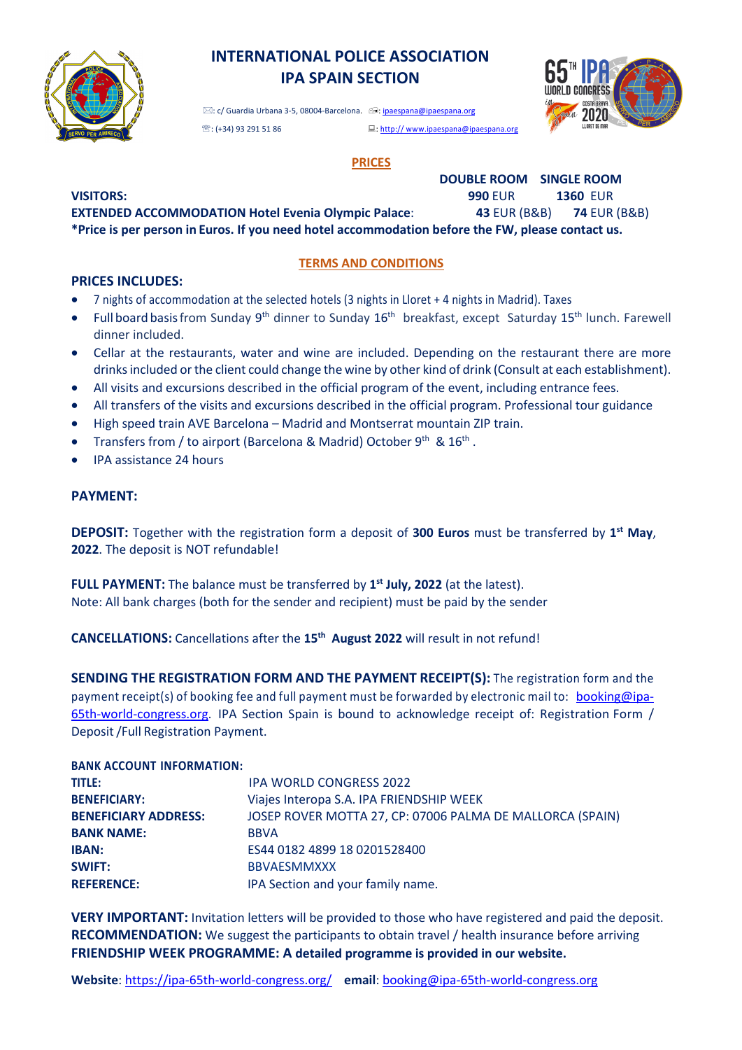# INTERNATIONAL POLICE ASSOCIATION
# IPA SPAIN SECTION

: c/ Guardia Urbana 3-5, 08004-Barcelona. : ipaespana@ipaespana.org
: (+34) 93 291 51 86 : http:// www.ipaespana@ipaespana.org

## PRICES

| | DOUBLE ROOM | SINGLE ROOM |
|---|---|---|
| **VISITORS:** | **990** EUR | **1360** EUR |
| **EXTENDED ACCOMMODATION Hotel Evenia Olympic Palace**: | **43** EUR (B&B) | **74** EUR (B&B) |

**\*Price is per person in Euros. If you need hotel accommodation before the FW, please contact us.**

## TERMS AND CONDITIONS

### PRICES INCLUDES:

- 7 nights of accommodation at the selected hotels (3 nights in Lloret + 4 nights in Madrid). Taxes
- Full board basis from Sunday 9th dinner to Sunday 16th breakfast, except Saturday 15th lunch. Farewell dinner included.
- Cellar at the restaurants, water and wine are included. Depending on the restaurant there are more drinks included or the client could change the wine by other kind of drink (Consult at each establishment).
- All visits and excursions described in the official program of the event, including entrance fees.
- All transfers of the visits and excursions described in the official program. Professional tour guidance
- High speed train AVE Barcelona – Madrid and Montserrat mountain ZIP train.
- Transfers from / to airport (Barcelona & Madrid) October 9th & 16th .
- IPA assistance 24 hours

### PAYMENT:

**DEPOSIT:** Together with the registration form a deposit of **300 Euros** must be transferred by **1st May**, **2022**. The deposit is NOT refundable!

**FULL PAYMENT:** The balance must be transferred by **1st July, 2022** (at the latest).
Note: All bank charges (both for the sender and recipient) must be paid by the sender

**CANCELLATIONS:** Cancellations after the **15th August 2022** will result in not refund!

**SENDING THE REGISTRATION FORM AND THE PAYMENT RECEIPT(S):** The registration form and the payment receipt(s) of booking fee and full payment must be forwarded by electronic mail to: booking@ipa-65th-world-congress.org. IPA Section Spain is bound to acknowledge receipt of: Registration Form / Deposit /Full Registration Payment.

**BANK ACCOUNT INFORMATION:**

| | |
|---|---|
| **TITLE:** | IPA WORLD CONGRESS 2022 |
| **BENEFICIARY:** | Viajes Interopa S.A. IPA FRIENDSHIP WEEK |
| **BENEFICIARY ADDRESS:** | JOSEP ROVER MOTTA 27, CP: 07006 PALMA DE MALLORCA (SPAIN) |
| **BANK NAME:** | BBVA |
| **IBAN:** | ES44 0182 4899 18 0201528400 |
| **SWIFT:** | BBVAESMMXXX |
| **REFERENCE:** | IPA Section and your family name. |

**VERY IMPORTANT:** Invitation letters will be provided to those who have registered and paid the deposit.
**RECOMMENDATION:** We suggest the participants to obtain travel / health insurance before arriving
**FRIENDSHIP WEEK PROGRAMME: A detailed programme is provided in our website.**

**Website**: https://ipa-65th-world-congress.org/ **email**: booking@ipa-65th-world-congress.org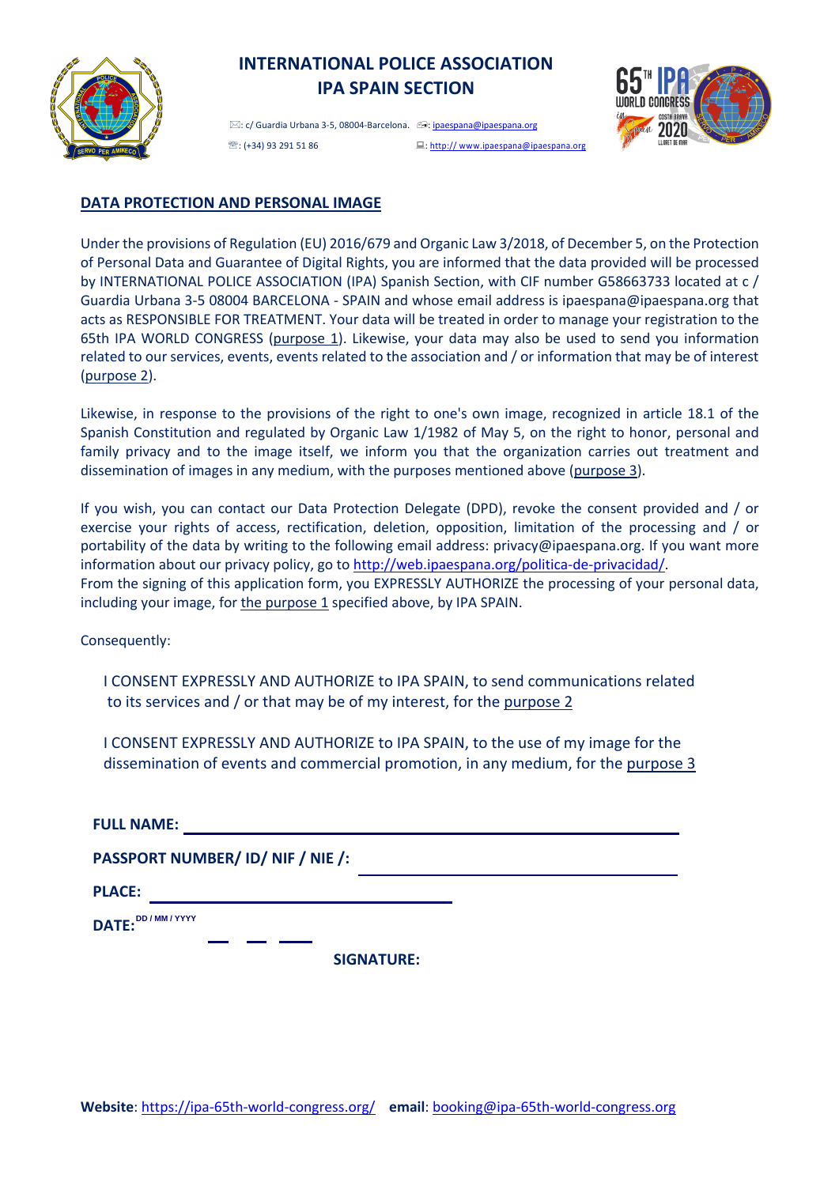# INTERNATIONAL POLICE ASSOCIATION
## IPA SPAIN SECTION

: c/ Guardia Urbana 3-5, 08004-Barcelona. : ipaespana@ipaespana.org
: (+34) 93 291 51 86 : http:// www.ipaespana@ipaespana.org

## DATA PROTECTION AND PERSONAL IMAGE

Under the provisions of Regulation (EU) 2016/679 and Organic Law 3/2018, of December 5, on the Protection of Personal Data and Guarantee of Digital Rights, you are informed that the data provided will be processed by INTERNATIONAL POLICE ASSOCIATION (IPA) Spanish Section, with CIF number G58663733 located at c / Guardia Urbana 3-5 08004 BARCELONA - SPAIN and whose email address is ipaespana@ipaespana.org that acts as RESPONSIBLE FOR TREATMENT. Your data will be treated in order to manage your registration to the 65th IPA WORLD CONGRESS (purpose 1). Likewise, your data may also be used to send you information related to our services, events, events related to the association and / or information that may be of interest (purpose 2).

Likewise, in response to the provisions of the right to one's own image, recognized in article 18.1 of the Spanish Constitution and regulated by Organic Law 1/1982 of May 5, on the right to honor, personal and family privacy and to the image itself, we inform you that the organization carries out treatment and dissemination of images in any medium, with the purposes mentioned above (purpose 3).

If you wish, you can contact our Data Protection Delegate (DPD), revoke the consent provided and / or exercise your rights of access, rectification, deletion, opposition, limitation of the processing and / or portability of the data by writing to the following email address: privacy@ipaespana.org. If you want more information about our privacy policy, go to http://web.ipaespana.org/politica-de-privacidad/.
From the signing of this application form, you EXPRESSLY AUTHORIZE the processing of your personal data, including your image, for the purpose 1 specified above, by IPA SPAIN.

Consequently:

I CONSENT EXPRESSLY AND AUTHORIZE to IPA SPAIN, to send communications related to its services and / or that may be of my interest, for the purpose 2

I CONSENT EXPRESSLY AND AUTHORIZE to IPA SPAIN, to the use of my image for the dissemination of events and commercial promotion, in any medium, for the purpose 3

**FULL NAME:** ______________________________

**PASSPORT NUMBER/ ID/ NIF / NIE /:** ______________________________

**PLACE:** ______________________________

**DATE:** DD / MM / YYYY __ __ ___

**SIGNATURE:**

**Website**: https://ipa-65th-world-congress.org/ **email**: booking@ipa-65th-world-congress.org